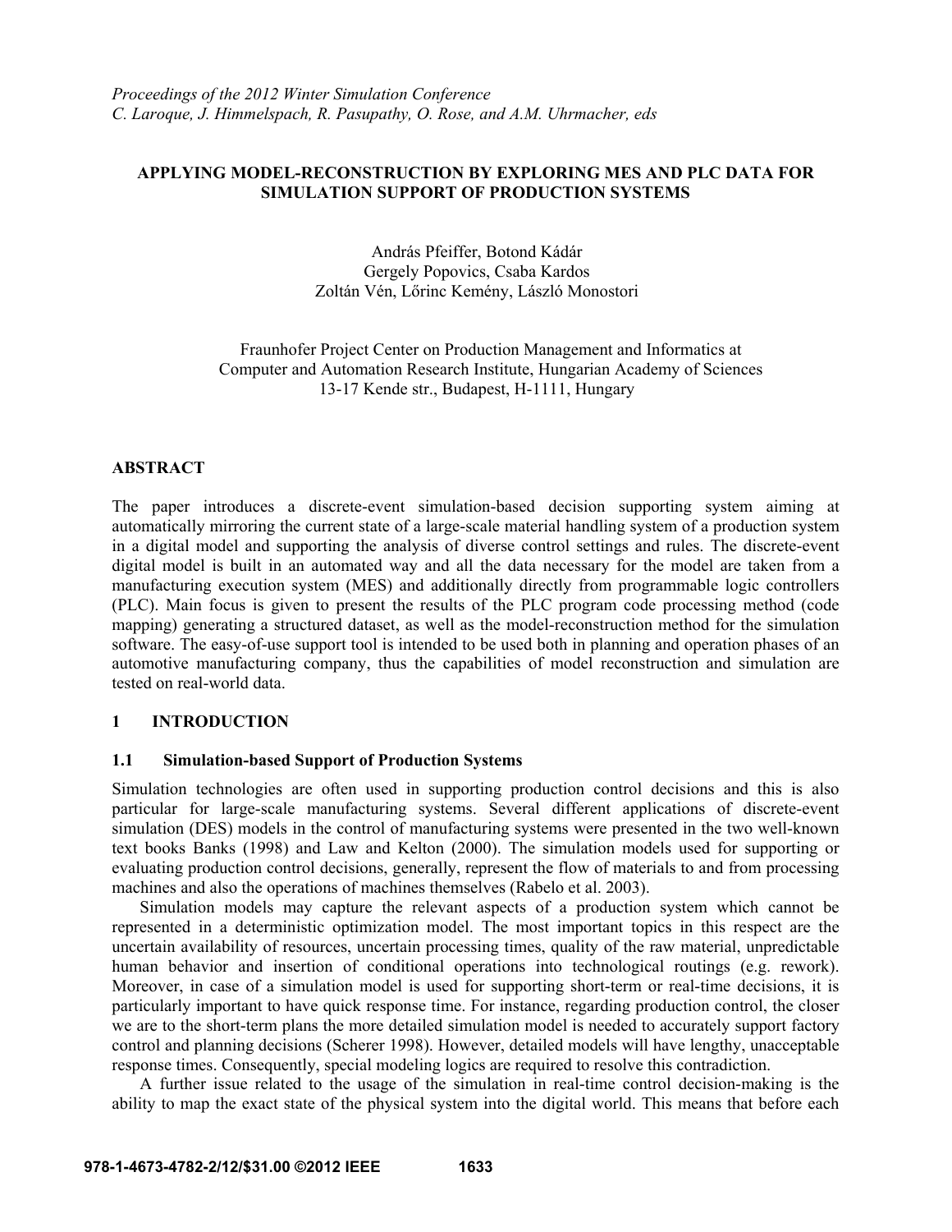*Proceedings of the 2012 Winter Simulation Conference*
*C. Laroque, J. Himmelspach, R. Pasupathy, O. Rose, and A.M. Uhrmacher, eds*

# APPLYING MODEL-RECONSTRUCTION BY EXPLORING MES AND PLC DATA FOR SIMULATION SUPPORT OF PRODUCTION SYSTEMS

András Pfeiffer, Botond Kádár
Gergely Popovics, Csaba Kardos
Zoltán Vén, Lőrinc Kemény, László Monostori

Fraunhofer Project Center on Production Management and Informatics at
Computer and Automation Research Institute, Hungarian Academy of Sciences
13-17 Kende str., Budapest, H-1111, Hungary

## ABSTRACT

The paper introduces a discrete-event simulation-based decision supporting system aiming at automatically mirroring the current state of a large-scale material handling system of a production system in a digital model and supporting the analysis of diverse control settings and rules. The discrete-event digital model is built in an automated way and all the data necessary for the model are taken from a manufacturing execution system (MES) and additionally directly from programmable logic controllers (PLC). Main focus is given to present the results of the PLC program code processing method (code mapping) generating a structured dataset, as well as the model-reconstruction method for the simulation software. The easy-of-use support tool is intended to be used both in planning and operation phases of an automotive manufacturing company, thus the capabilities of model reconstruction and simulation are tested on real-world data.

## 1 INTRODUCTION

### 1.1 Simulation-based Support of Production Systems

Simulation technologies are often used in supporting production control decisions and this is also particular for large-scale manufacturing systems. Several different applications of discrete-event simulation (DES) models in the control of manufacturing systems were presented in the two well-known text books Banks (1998) and Law and Kelton (2000). The simulation models used for supporting or evaluating production control decisions, generally, represent the flow of materials to and from processing machines and also the operations of machines themselves (Rabelo et al. 2003).

Simulation models may capture the relevant aspects of a production system which cannot be represented in a deterministic optimization model. The most important topics in this respect are the uncertain availability of resources, uncertain processing times, quality of the raw material, unpredictable human behavior and insertion of conditional operations into technological routings (e.g. rework). Moreover, in case of a simulation model is used for supporting short-term or real-time decisions, it is particularly important to have quick response time. For instance, regarding production control, the closer we are to the short-term plans the more detailed simulation model is needed to accurately support factory control and planning decisions (Scherer 1998). However, detailed models will have lengthy, unacceptable response times. Consequently, special modeling logics are required to resolve this contradiction.

A further issue related to the usage of the simulation in real-time control decision-making is the ability to map the exact state of the physical system into the digital world. This means that before each

**978-1-4673-4782-2/12/$31.00 ©2012 IEEE**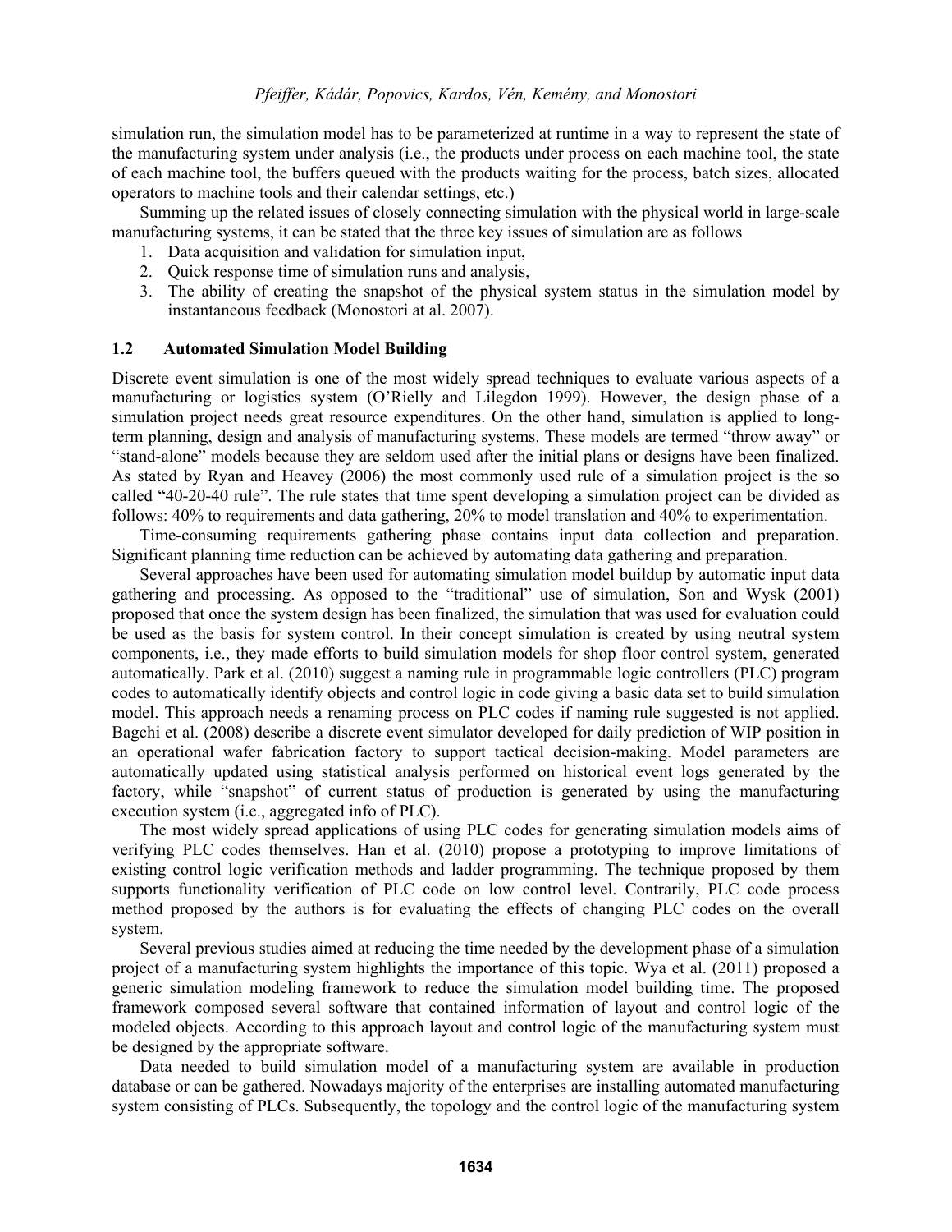simulation run, the simulation model has to be parameterized at runtime in a way to represent the state of the manufacturing system under analysis (i.e., the products under process on each machine tool, the state of each machine tool, the buffers queued with the products waiting for the process, batch sizes, allocated operators to machine tools and their calendar settings, etc.)

Summing up the related issues of closely connecting simulation with the physical world in large-scale manufacturing systems, it can be stated that the three key issues of simulation are as follows

1. Data acquisition and validation for simulation input,
2. Quick response time of simulation runs and analysis,
3. The ability of creating the snapshot of the physical system status in the simulation model by instantaneous feedback (Monostori at al. 2007).

### 1.2 Automated Simulation Model Building

Discrete event simulation is one of the most widely spread techniques to evaluate various aspects of a manufacturing or logistics system (O'Rielly and Lilegdon 1999). However, the design phase of a simulation project needs great resource expenditures. On the other hand, simulation is applied to long-term planning, design and analysis of manufacturing systems. These models are termed "throw away" or "stand-alone" models because they are seldom used after the initial plans or designs have been finalized. As stated by Ryan and Heavey (2006) the most commonly used rule of a simulation project is the so called "40-20-40 rule". The rule states that time spent developing a simulation project can be divided as follows: 40% to requirements and data gathering, 20% to model translation and 40% to experimentation.

Time-consuming requirements gathering phase contains input data collection and preparation. Significant planning time reduction can be achieved by automating data gathering and preparation.

Several approaches have been used for automating simulation model buildup by automatic input data gathering and processing. As opposed to the "traditional" use of simulation, Son and Wysk (2001) proposed that once the system design has been finalized, the simulation that was used for evaluation could be used as the basis for system control. In their concept simulation is created by using neutral system components, i.e., they made efforts to build simulation models for shop floor control system, generated automatically. Park et al. (2010) suggest a naming rule in programmable logic controllers (PLC) program codes to automatically identify objects and control logic in code giving a basic data set to build simulation model. This approach needs a renaming process on PLC codes if naming rule suggested is not applied. Bagchi et al. (2008) describe a discrete event simulator developed for daily prediction of WIP position in an operational wafer fabrication factory to support tactical decision-making. Model parameters are automatically updated using statistical analysis performed on historical event logs generated by the factory, while "snapshot" of current status of production is generated by using the manufacturing execution system (i.e., aggregated info of PLC).

The most widely spread applications of using PLC codes for generating simulation models aims of verifying PLC codes themselves. Han et al. (2010) propose a prototyping to improve limitations of existing control logic verification methods and ladder programming. The technique proposed by them supports functionality verification of PLC code on low control level. Contrarily, PLC code process method proposed by the authors is for evaluating the effects of changing PLC codes on the overall system.

Several previous studies aimed at reducing the time needed by the development phase of a simulation project of a manufacturing system highlights the importance of this topic. Wya et al. (2011) proposed a generic simulation modeling framework to reduce the simulation model building time. The proposed framework composed several software that contained information of layout and control logic of the modeled objects. According to this approach layout and control logic of the manufacturing system must be designed by the appropriate software.

Data needed to build simulation model of a manufacturing system are available in production database or can be gathered. Nowadays majority of the enterprises are installing automated manufacturing system consisting of PLCs. Subsequently, the topology and the control logic of the manufacturing system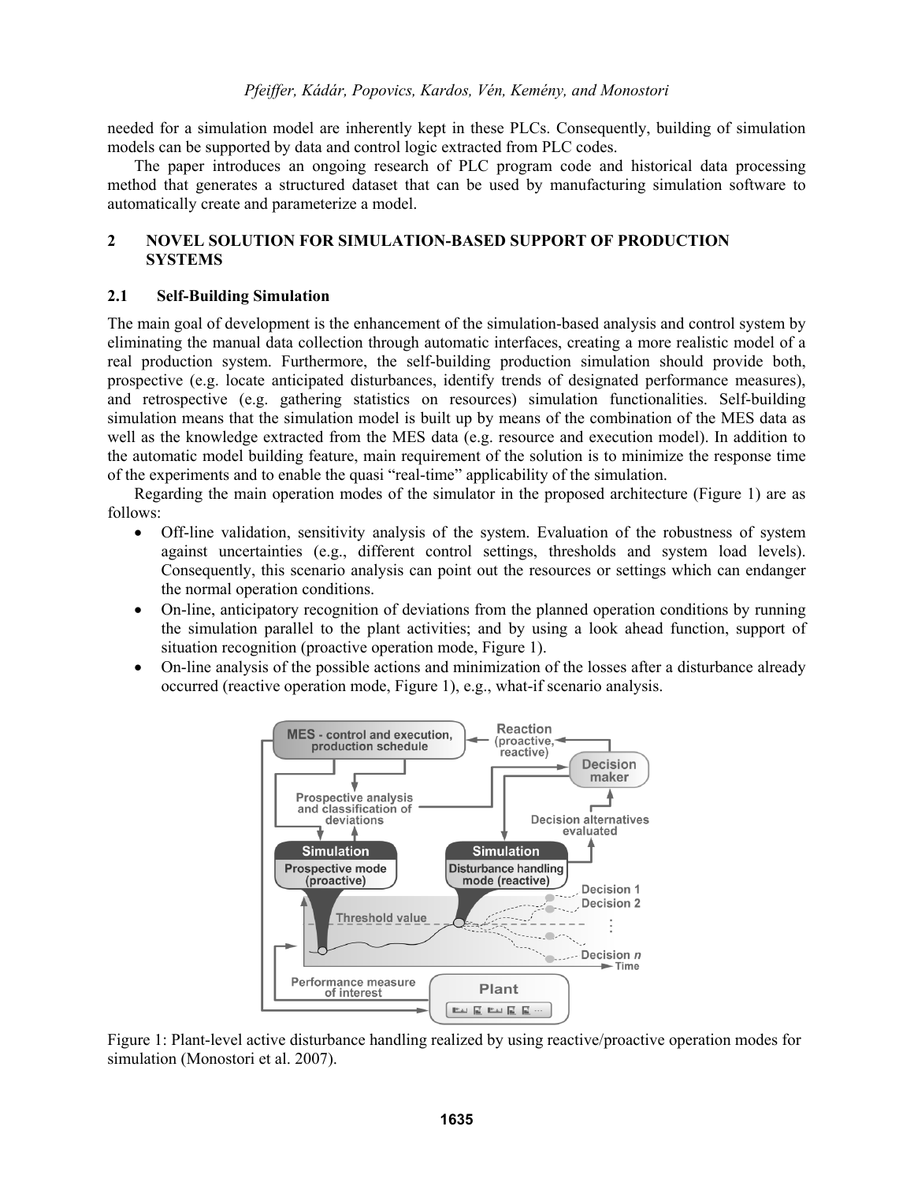needed for a simulation model are inherently kept in these PLCs. Consequently, building of simulation models can be supported by data and control logic extracted from PLC codes.

The paper introduces an ongoing research of PLC program code and historical data processing method that generates a structured dataset that can be used by manufacturing simulation software to automatically create and parameterize a model.

## 2 NOVEL SOLUTION FOR SIMULATION-BASED SUPPORT OF PRODUCTION SYSTEMS

### 2.1 Self-Building Simulation

The main goal of development is the enhancement of the simulation-based analysis and control system by eliminating the manual data collection through automatic interfaces, creating a more realistic model of a real production system. Furthermore, the self-building production simulation should provide both, prospective (e.g. locate anticipated disturbances, identify trends of designated performance measures), and retrospective (e.g. gathering statistics on resources) simulation functionalities. Self-building simulation means that the simulation model is built up by means of the combination of the MES data as well as the knowledge extracted from the MES data (e.g. resource and execution model). In addition to the automatic model building feature, main requirement of the solution is to minimize the response time of the experiments and to enable the quasi "real-time" applicability of the simulation.

Regarding the main operation modes of the simulator in the proposed architecture (Figure 1) are as follows:

- Off-line validation, sensitivity analysis of the system. Evaluation of the robustness of system against uncertainties (e.g., different control settings, thresholds and system load levels). Consequently, this scenario analysis can point out the resources or settings which can endanger the normal operation conditions.
- On-line, anticipatory recognition of deviations from the planned operation conditions by running the simulation parallel to the plant activities; and by using a look ahead function, support of situation recognition (proactive operation mode, Figure 1).
- On-line analysis of the possible actions and minimization of the losses after a disturbance already occurred (reactive operation mode, Figure 1), e.g., what-if scenario analysis.

Figure 1: Plant-level active disturbance handling realized by using reactive/proactive operation modes for simulation (Monostori et al. 2007).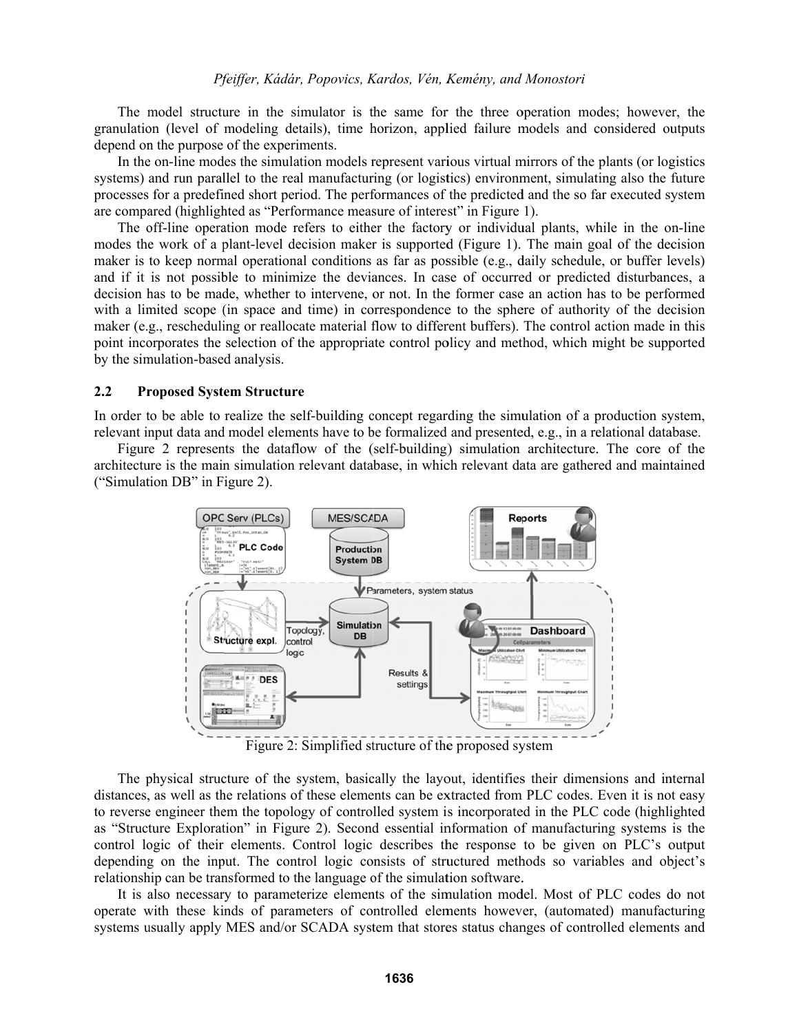The model structure in the simulator is the same for the three operation modes; however, the granulation (level of modeling details), time horizon, applied failure models and considered outputs depend on the purpose of the experiments.

In the on-line modes the simulation models represent various virtual mirrors of the plants (or logistics systems) and run parallel to the real manufacturing (or logistics) environment, simulating also the future processes for a predefined short period. The performances of the predicted and the so far executed system are compared (highlighted as "Performance measure of interest" in Figure 1).

The off-line operation mode refers to either the factory or individual plants, while in the on-line modes the work of a plant-level decision maker is supported (Figure 1). The main goal of the decision maker is to keep normal operational conditions as far as possible (e.g., daily schedule, or buffer levels) and if it is not possible to minimize the deviances. In case of occurred or predicted disturbances, a decision has to be made, whether to intervene, or not. In the former case an action has to be performed with a limited scope (in space and time) in correspondence to the sphere of authority of the decision maker (e.g., rescheduling or reallocate material flow to different buffers). The control action made in this point incorporates the selection of the appropriate control policy and method, which might be supported by the simulation-based analysis.

## 2.2 Proposed System Structure

In order to be able to realize the self-building concept regarding the simulation of a production system, relevant input data and model elements have to be formalized and presented, e.g., in a relational database.

Figure 2 represents the dataflow of the (self-building) simulation architecture. The core of the architecture is the main simulation relevant database, in which relevant data are gathered and maintained ("Simulation DB" in Figure 2).

Figure 2: Simplified structure of the proposed system

The physical structure of the system, basically the layout, identifies their dimensions and internal distances, as well as the relations of these elements can be extracted from PLC codes. Even it is not easy to reverse engineer them the topology of controlled system is incorporated in the PLC code (highlighted as "Structure Exploration" in Figure 2). Second essential information of manufacturing systems is the control logic of their elements. Control logic describes the response to be given on PLC's output depending on the input. The control logic consists of structured methods so variables and object's relationship can be transformed to the language of the simulation software.

It is also necessary to parameterize elements of the simulation model. Most of PLC codes do not operate with these kinds of parameters of controlled elements however, (automated) manufacturing systems usually apply MES and/or SCADA system that stores status changes of controlled elements and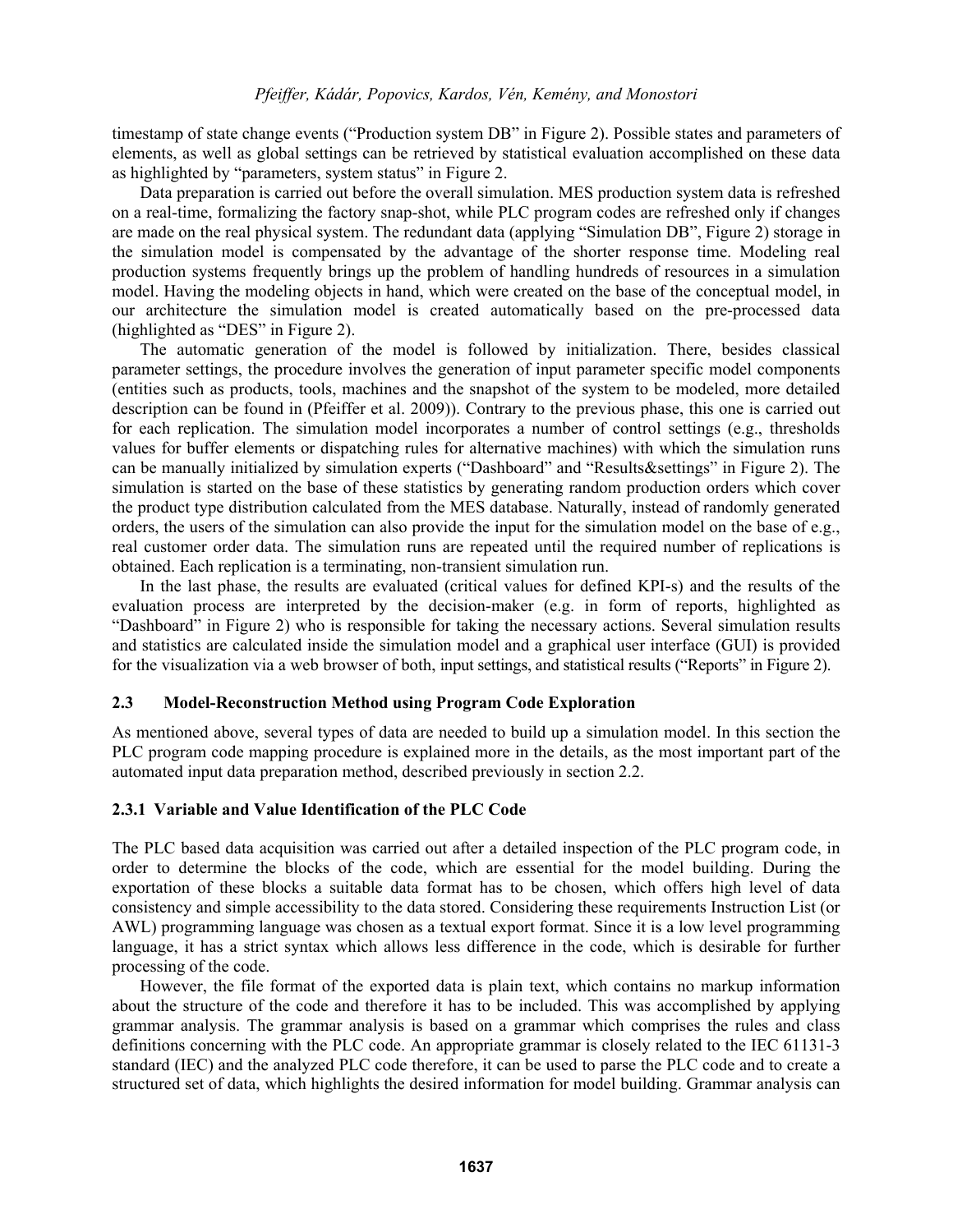timestamp of state change events ("Production system DB" in Figure 2). Possible states and parameters of elements, as well as global settings can be retrieved by statistical evaluation accomplished on these data as highlighted by "parameters, system status" in Figure 2.

Data preparation is carried out before the overall simulation. MES production system data is refreshed on a real-time, formalizing the factory snap-shot, while PLC program codes are refreshed only if changes are made on the real physical system. The redundant data (applying "Simulation DB", Figure 2) storage in the simulation model is compensated by the advantage of the shorter response time. Modeling real production systems frequently brings up the problem of handling hundreds of resources in a simulation model. Having the modeling objects in hand, which were created on the base of the conceptual model, in our architecture the simulation model is created automatically based on the pre-processed data (highlighted as "DES" in Figure 2).

The automatic generation of the model is followed by initialization. There, besides classical parameter settings, the procedure involves the generation of input parameter specific model components (entities such as products, tools, machines and the snapshot of the system to be modeled, more detailed description can be found in (Pfeiffer et al. 2009)). Contrary to the previous phase, this one is carried out for each replication. The simulation model incorporates a number of control settings (e.g., thresholds values for buffer elements or dispatching rules for alternative machines) with which the simulation runs can be manually initialized by simulation experts ("Dashboard" and "Results&settings" in Figure 2). The simulation is started on the base of these statistics by generating random production orders which cover the product type distribution calculated from the MES database. Naturally, instead of randomly generated orders, the users of the simulation can also provide the input for the simulation model on the base of e.g., real customer order data. The simulation runs are repeated until the required number of replications is obtained. Each replication is a terminating, non-transient simulation run.

In the last phase, the results are evaluated (critical values for defined KPI-s) and the results of the evaluation process are interpreted by the decision-maker (e.g. in form of reports, highlighted as "Dashboard" in Figure 2) who is responsible for taking the necessary actions. Several simulation results and statistics are calculated inside the simulation model and a graphical user interface (GUI) is provided for the visualization via a web browser of both, input settings, and statistical results ("Reports" in Figure 2).

### 2.3 Model-Reconstruction Method using Program Code Exploration

As mentioned above, several types of data are needed to build up a simulation model. In this section the PLC program code mapping procedure is explained more in the details, as the most important part of the automated input data preparation method, described previously in section 2.2.

#### 2.3.1 Variable and Value Identification of the PLC Code

The PLC based data acquisition was carried out after a detailed inspection of the PLC program code, in order to determine the blocks of the code, which are essential for the model building. During the exportation of these blocks a suitable data format has to be chosen, which offers high level of data consistency and simple accessibility to the data stored. Considering these requirements Instruction List (or AWL) programming language was chosen as a textual export format. Since it is a low level programming language, it has a strict syntax which allows less difference in the code, which is desirable for further processing of the code.

However, the file format of the exported data is plain text, which contains no markup information about the structure of the code and therefore it has to be included. This was accomplished by applying grammar analysis. The grammar analysis is based on a grammar which comprises the rules and class definitions concerning with the PLC code. An appropriate grammar is closely related to the IEC 61131-3 standard (IEC) and the analyzed PLC code therefore, it can be used to parse the PLC code and to create a structured set of data, which highlights the desired information for model building. Grammar analysis can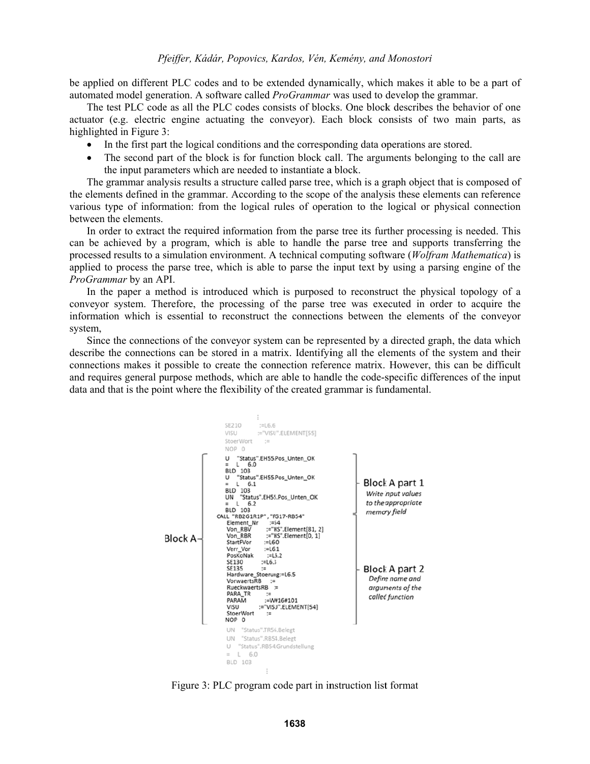be applied on different PLC codes and to be extended dynamically, which makes it able to be a part of automated model generation. A software called *ProGrammar* was used to develop the grammar.

The test PLC code as all the PLC codes consists of blocks. One block describes the behavior of one actuator (e.g. electric engine actuating the conveyor). Each block consists of two main parts, as highlighted in Figure 3:

- In the first part the logical conditions and the corresponding data operations are stored.
- The second part of the block is for function block call. The arguments belonging to the call are the input parameters which are needed to instantiate a block.

The grammar analysis results a structure called parse tree, which is a graph object that is composed of the elements defined in the grammar. According to the scope of the analysis these elements can reference various type of information: from the logical rules of operation to the logical or physical connection between the elements.

In order to extract the required information from the parse tree its further processing is needed. This can be achieved by a program, which is able to handle the parse tree and supports transferring the processed results to a simulation environment. A technical computing software (*Wolfram Mathematica*) is applied to process the parse tree, which is able to parse the input text by using a parsing engine of the *ProGrammar* by an API.

In the paper a method is introduced which is purposed to reconstruct the physical topology of a conveyor system. Therefore, the processing of the parse tree was executed in order to acquire the information which is essential to reconstruct the connections between the elements of the conveyor system,

Since the connections of the conveyor system can be represented by a directed graph, the data which describe the connections can be stored in a matrix. Identifying all the elements of the system and their connections makes it possible to create the connection reference matrix. However, this can be difficult and requires general purpose methods, which are able to handle the code-specific differences of the input data and that is the point where the flexibility of the created grammar is fundamental.

```
          :
SE210        :=L6.6
VISU         :="VISU".ELEMENT[55]
StoerWort    :=
NOP  0
U    "Status".EH55.Pos_Unten_OK
=    L    6.0
BLD  103
U    "Status".EH55.Pos_Unten_OK
=    L    6.1
BLD  103
UN   "Status".EH55.Pos_Unten_OK
=    L    6.2
BLD  103
CALL "RB2G1R1P" , "FG17-RB54"
  Element_Nr     :=54
  Von_RBV        :="IIS".Element[81, 2]
  Von_RBR        :="IIS".Element[0, 1]
  StartFVor      :=L60
  Verr_Vor       :=L61
  PosKoNak       :=L5.2
  SE130          :=L6.3
  SE135          :=
  Hardware_Stoerung:=L6.5
  VorwaertsRB    :=
  RueckwaertsRB  :=
  PARA_TR        :=
  PARAM          :=W#16#101
  VISU           :="VISU".ELEMENT[54]
  StoerWort      :=
NOP  0
UN   "Status".TR54.Belegt
UN   "Status".RB54.Belegt
U    "Status".RB54.Grundstellung
=    L    6.0
BLD  103
          :
```

Block A — Block A part 1: *Write input values to the appropriate memory field*; Block A part 2: *Define name and arguments of the called function*

Figure 3: PLC program code part in instruction list format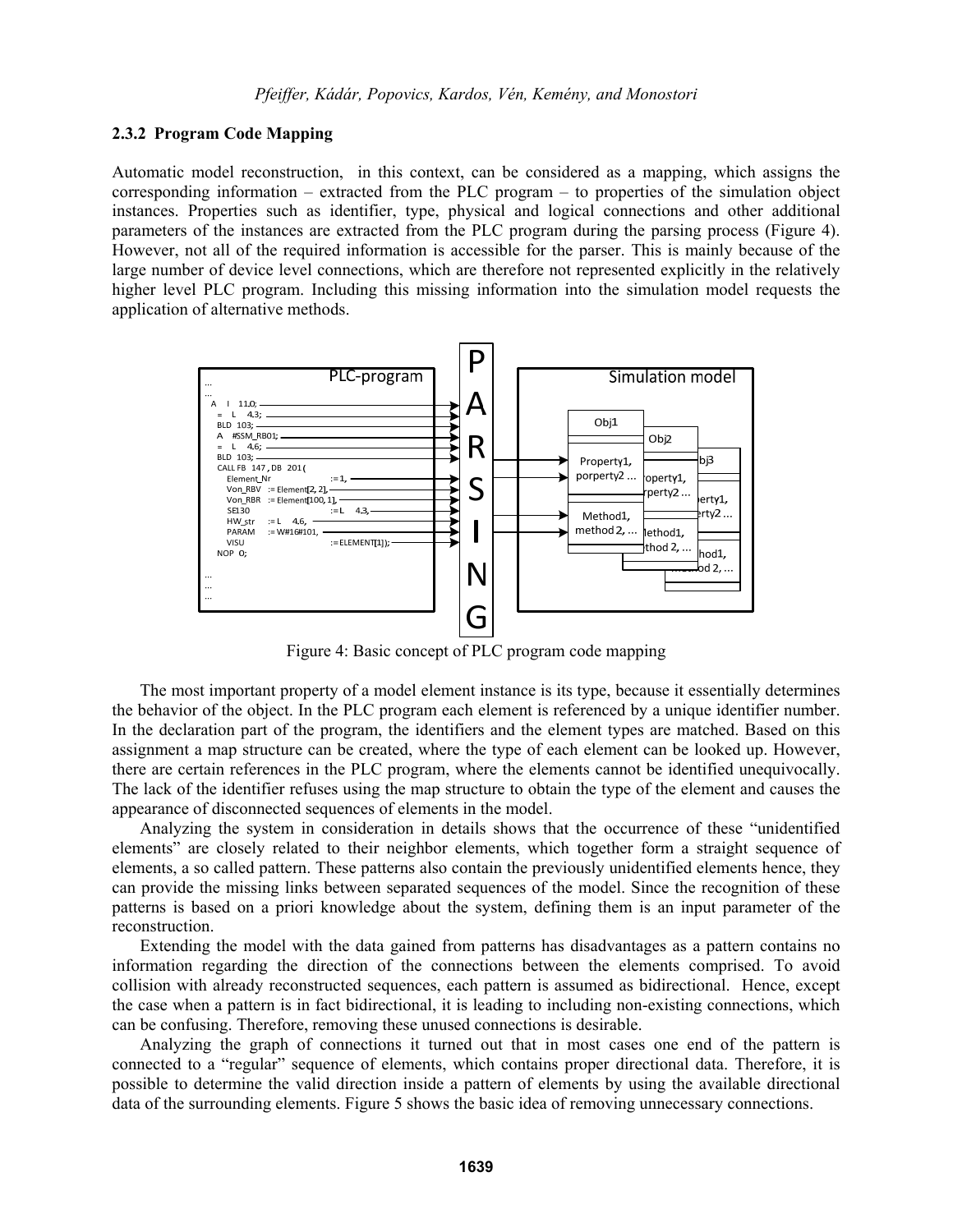### 2.3.2 Program Code Mapping

Automatic model reconstruction, in this context, can be considered as a mapping, which assigns the corresponding information – extracted from the PLC program – to properties of the simulation object instances. Properties such as identifier, type, physical and logical connections and other additional parameters of the instances are extracted from the PLC program during the parsing process (Figure 4). However, not all of the required information is accessible for the parser. This is mainly because of the large number of device level connections, which are therefore not represented explicitly in the relatively higher level PLC program. Including this missing information into the simulation model requests the application of alternative methods.

PLC-program

```
...
...
A    I    11.0;
  =    L    4.3;
  BLD  103;
  A    #SSM_RB01;
  =    L    4.6;
  BLD  103;
  CALL FB  147 , DB  201 (
     Element_Nr          := 1,
     Von_RBV   := Element[2, 2],
     Von_RBR   := Element[100, 1],
     SE130               := L    4.3,
     HW_str    := L    4.6,
     PARAM     := W#16#101,
     VISU                := ELEMENT[1]);
  NOP  0;
...
...
...
```

PARSING

Simulation model

Obj1
Property1, porperty2 ...
Method1, method 2, ...

Obj2
Property1, porperty2 ...
Method1, method 2, ...

Obj3
Property1, porperty2 ...
Method1, method 2, ...

Figure 4: Basic concept of PLC program code mapping

The most important property of a model element instance is its type, because it essentially determines the behavior of the object. In the PLC program each element is referenced by a unique identifier number. In the declaration part of the program, the identifiers and the element types are matched. Based on this assignment a map structure can be created, where the type of each element can be looked up. However, there are certain references in the PLC program, where the elements cannot be identified unequivocally. The lack of the identifier refuses using the map structure to obtain the type of the element and causes the appearance of disconnected sequences of elements in the model.

Analyzing the system in consideration in details shows that the occurrence of these "unidentified elements" are closely related to their neighbor elements, which together form a straight sequence of elements, a so called pattern. These patterns also contain the previously unidentified elements hence, they can provide the missing links between separated sequences of the model. Since the recognition of these patterns is based on a priori knowledge about the system, defining them is an input parameter of the reconstruction.

Extending the model with the data gained from patterns has disadvantages as a pattern contains no information regarding the direction of the connections between the elements comprised. To avoid collision with already reconstructed sequences, each pattern is assumed as bidirectional. Hence, except the case when a pattern is in fact bidirectional, it is leading to including non-existing connections, which can be confusing. Therefore, removing these unused connections is desirable.

Analyzing the graph of connections it turned out that in most cases one end of the pattern is connected to a "regular" sequence of elements, which contains proper directional data. Therefore, it is possible to determine the valid direction inside a pattern of elements by using the available directional data of the surrounding elements. Figure 5 shows the basic idea of removing unnecessary connections.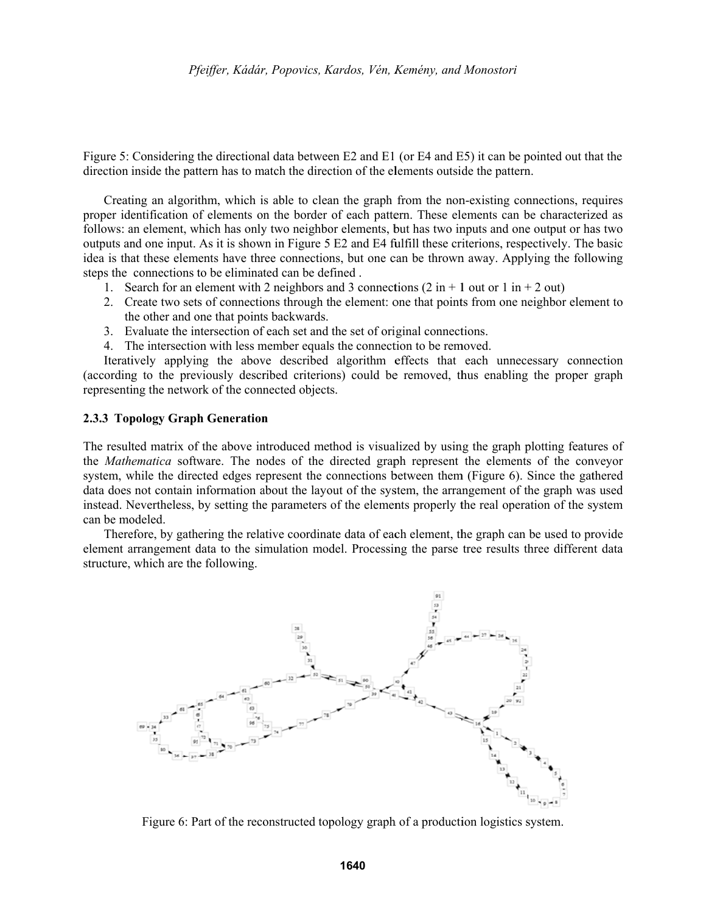Figure 5: Considering the directional data between E2 and E1 (or E4 and E5) it can be pointed out that the direction inside the pattern has to match the direction of the elements outside the pattern.

Creating an algorithm, which is able to clean the graph from the non-existing connections, requires proper identification of elements on the border of each pattern. These elements can be characterized as follows: an element, which has only two neighbor elements, but has two inputs and one output or has two outputs and one input. As it is shown in Figure 5 E2 and E4 fulfill these criterions, respectively. The basic idea is that these elements have three connections, but one can be thrown away. Applying the following steps the connections to be eliminated can be defined .

1. Search for an element with 2 neighbors and 3 connections (2 in + 1 out or 1 in + 2 out)
2. Create two sets of connections through the element: one that points from one neighbor element to the other and one that points backwards.
3. Evaluate the intersection of each set and the set of original connections.
4. The intersection with less member equals the connection to be removed.

Iteratively applying the above described algorithm effects that each unnecessary connection (according to the previously described criterions) could be removed, thus enabling the proper graph representing the network of the connected objects.

### 2.3.3 Topology Graph Generation

The resulted matrix of the above introduced method is visualized by using the graph plotting features of the *Mathematica* software. The nodes of the directed graph represent the elements of the conveyor system, while the directed edges represent the connections between them (Figure 6). Since the gathered data does not contain information about the layout of the system, the arrangement of the graph was used instead. Nevertheless, by setting the parameters of the elements properly the real operation of the system can be modeled.

Therefore, by gathering the relative coordinate data of each element, the graph can be used to provide element arrangement data to the simulation model. Processing the parse tree results three different data structure, which are the following.

Figure 6: Part of the reconstructed topology graph of a production logistics system.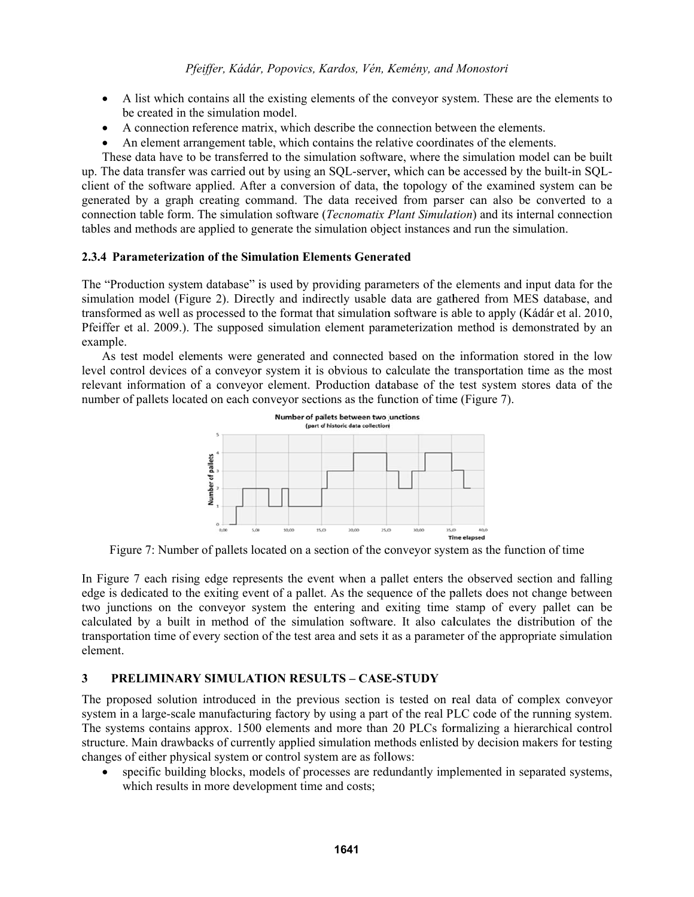- A list which contains all the existing elements of the conveyor system. These are the elements to be created in the simulation model.
- A connection reference matrix, which describe the connection between the elements.
- An element arrangement table, which contains the relative coordinates of the elements.

These data have to be transferred to the simulation software, where the simulation model can be built up. The data transfer was carried out by using an SQL-server, which can be accessed by the built-in SQL-client of the software applied. After a conversion of data, the topology of the examined system can be generated by a graph creating command. The data received from parser can also be converted to a connection table form. The simulation software (*Tecnomatix Plant Simulation*) and its internal connection tables and methods are applied to generate the simulation object instances and run the simulation.

### 2.3.4 Parameterization of the Simulation Elements Generated

The "Production system database" is used by providing parameters of the elements and input data for the simulation model (Figure 2). Directly and indirectly usable data are gathered from MES database, and transformed as well as processed to the format that simulation software is able to apply (Kádár et al. 2010, Pfeiffer et al. 2009.). The supposed simulation element parameterization method is demonstrated by an example.

As test model elements were generated and connected based on the information stored in the low level control devices of a conveyor system it is obvious to calculate the transportation time as the most relevant information of a conveyor element. Production database of the test system stores data of the number of pallets located on each conveyor sections as the function of time (Figure 7).

Figure 7: Number of pallets located on a section of the conveyor system as the function of time

In Figure 7 each rising edge represents the event when a pallet enters the observed section and falling edge is dedicated to the exiting event of a pallet. As the sequence of the pallets does not change between two junctions on the conveyor system the entering and exiting time stamp of every pallet can be calculated by a built in method of the simulation software. It also calculates the distribution of the transportation time of every section of the test area and sets it as a parameter of the appropriate simulation element.

## 3 PRELIMINARY SIMULATION RESULTS – CASE-STUDY

The proposed solution introduced in the previous section is tested on real data of complex conveyor system in a large-scale manufacturing factory by using a part of the real PLC code of the running system. The systems contains approx. 1500 elements and more than 20 PLCs formalizing a hierarchical control structure. Main drawbacks of currently applied simulation methods enlisted by decision makers for testing changes of either physical system or control system are as follows:

- specific building blocks, models of processes are redundantly implemented in separated systems, which results in more development time and costs;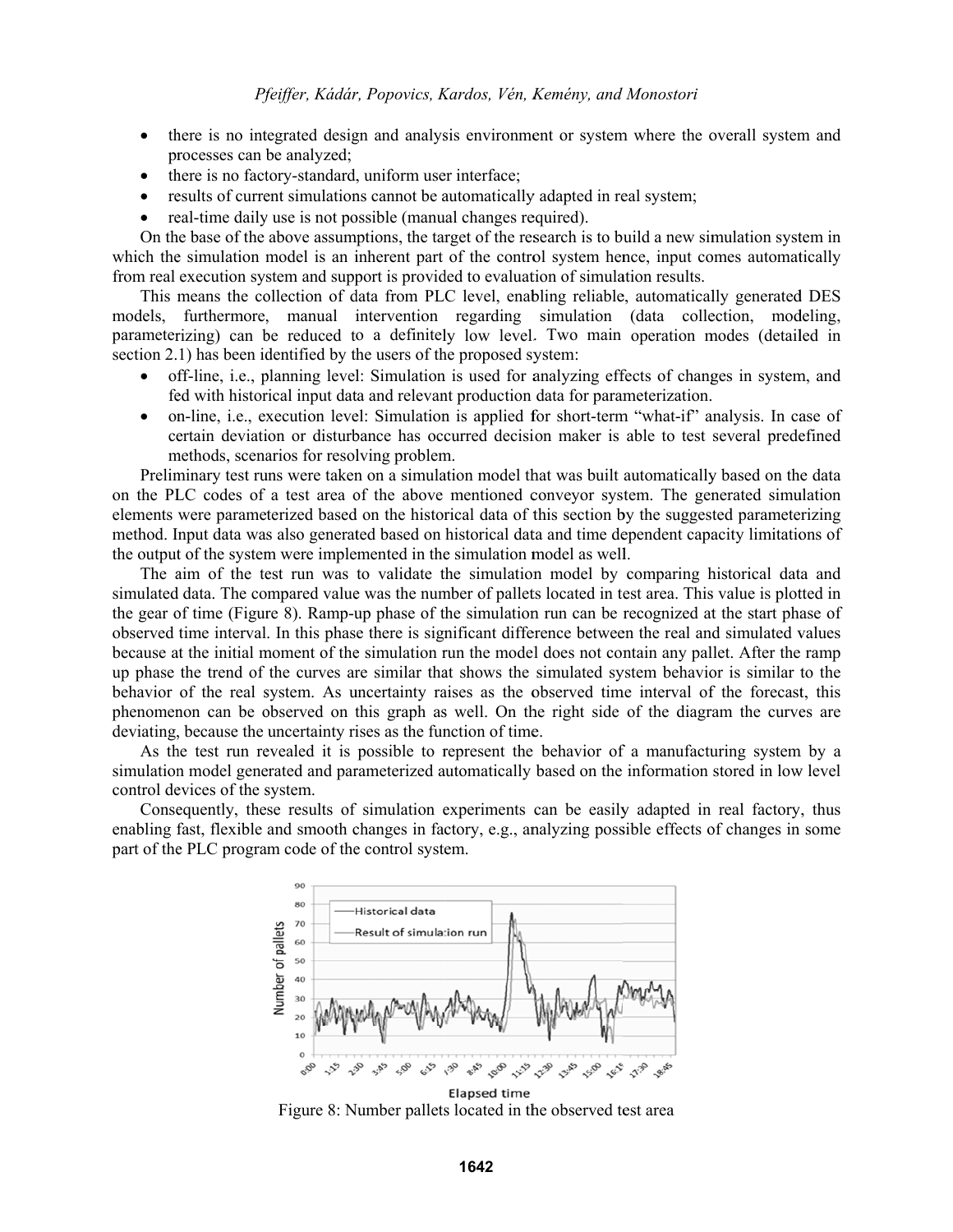- there is no integrated design and analysis environment or system where the overall system and processes can be analyzed;
- there is no factory-standard, uniform user interface;
- results of current simulations cannot be automatically adapted in real system;
- real-time daily use is not possible (manual changes required).

On the base of the above assumptions, the target of the research is to build a new simulation system in which the simulation model is an inherent part of the control system hence, input comes automatically from real execution system and support is provided to evaluation of simulation results.

This means the collection of data from PLC level, enabling reliable, automatically generated DES models, furthermore, manual intervention regarding simulation (data collection, modeling, parameterizing) can be reduced to a definitely low level. Two main operation modes (detailed in section 2.1) has been identified by the users of the proposed system:

- off-line, i.e., planning level: Simulation is used for analyzing effects of changes in system, and fed with historical input data and relevant production data for parameterization.
- on-line, i.e., execution level: Simulation is applied for short-term "what-if" analysis. In case of certain deviation or disturbance has occurred decision maker is able to test several predefined methods, scenarios for resolving problem.

Preliminary test runs were taken on a simulation model that was built automatically based on the data on the PLC codes of a test area of the above mentioned conveyor system. The generated simulation elements were parameterized based on the historical data of this section by the suggested parameterizing method. Input data was also generated based on historical data and time dependent capacity limitations of the output of the system were implemented in the simulation model as well.

The aim of the test run was to validate the simulation model by comparing historical data and simulated data. The compared value was the number of pallets located in test area. This value is plotted in the gear of time (Figure 8). Ramp-up phase of the simulation run can be recognized at the start phase of observed time interval. In this phase there is significant difference between the real and simulated values because at the initial moment of the simulation run the model does not contain any pallet. After the ramp up phase the trend of the curves are similar that shows the simulated system behavior is similar to the behavior of the real system. As uncertainty raises as the observed time interval of the forecast, this phenomenon can be observed on this graph as well. On the right side of the diagram the curves are deviating, because the uncertainty rises as the function of time.

As the test run revealed it is possible to represent the behavior of a manufacturing system by a simulation model generated and parameterized automatically based on the information stored in low level control devices of the system.

Consequently, these results of simulation experiments can be easily adapted in real factory, thus enabling fast, flexible and smooth changes in factory, e.g., analyzing possible effects of changes in some part of the PLC program code of the control system.

Figure 8: Number pallets located in the observed test area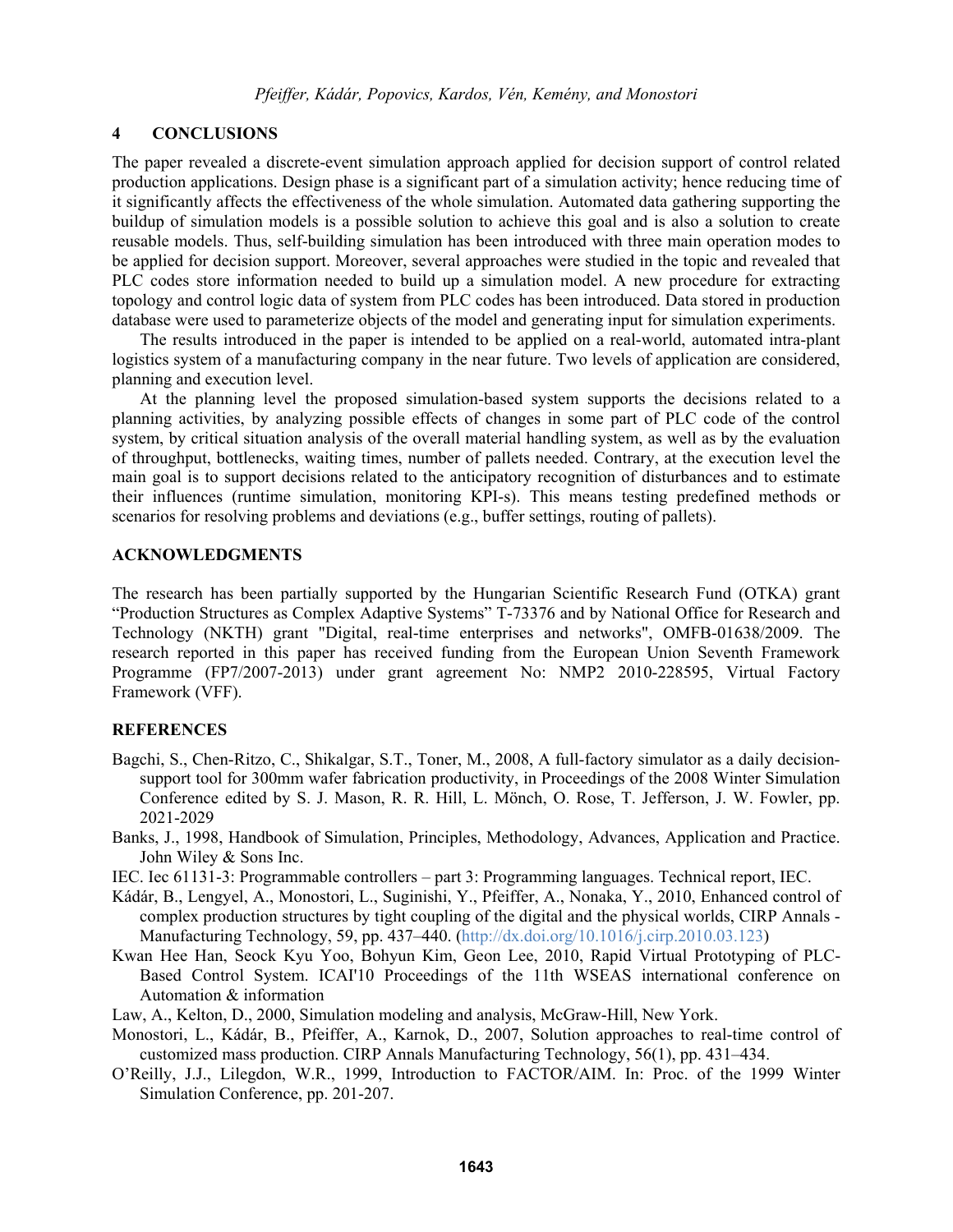## 4 CONCLUSIONS

The paper revealed a discrete-event simulation approach applied for decision support of control related production applications. Design phase is a significant part of a simulation activity; hence reducing time of it significantly affects the effectiveness of the whole simulation. Automated data gathering supporting the buildup of simulation models is a possible solution to achieve this goal and is also a solution to create reusable models. Thus, self-building simulation has been introduced with three main operation modes to be applied for decision support. Moreover, several approaches were studied in the topic and revealed that PLC codes store information needed to build up a simulation model. A new procedure for extracting topology and control logic data of system from PLC codes has been introduced. Data stored in production database were used to parameterize objects of the model and generating input for simulation experiments.

The results introduced in the paper is intended to be applied on a real-world, automated intra-plant logistics system of a manufacturing company in the near future. Two levels of application are considered, planning and execution level.

At the planning level the proposed simulation-based system supports the decisions related to a planning activities, by analyzing possible effects of changes in some part of PLC code of the control system, by critical situation analysis of the overall material handling system, as well as by the evaluation of throughput, bottlenecks, waiting times, number of pallets needed. Contrary, at the execution level the main goal is to support decisions related to the anticipatory recognition of disturbances and to estimate their influences (runtime simulation, monitoring KPI-s). This means testing predefined methods or scenarios for resolving problems and deviations (e.g., buffer settings, routing of pallets).

## ACKNOWLEDGMENTS

The research has been partially supported by the Hungarian Scientific Research Fund (OTKA) grant "Production Structures as Complex Adaptive Systems" T-73376 and by National Office for Research and Technology (NKTH) grant "Digital, real-time enterprises and networks", OMFB-01638/2009. The research reported in this paper has received funding from the European Union Seventh Framework Programme (FP7/2007-2013) under grant agreement No: NMP2 2010-228595, Virtual Factory Framework (VFF).

## REFERENCES

Bagchi, S., Chen-Ritzo, C., Shikalgar, S.T., Toner, M., 2008, A full-factory simulator as a daily decision-support tool for 300mm wafer fabrication productivity, in Proceedings of the 2008 Winter Simulation Conference edited by S. J. Mason, R. R. Hill, L. Mönch, O. Rose, T. Jefferson, J. W. Fowler, pp. 2021-2029

Banks, J., 1998, Handbook of Simulation, Principles, Methodology, Advances, Application and Practice. John Wiley & Sons Inc.

IEC. Iec 61131-3: Programmable controllers – part 3: Programming languages. Technical report, IEC.

Kádár, B., Lengyel, A., Monostori, L., Suginishi, Y., Pfeiffer, A., Nonaka, Y., 2010, Enhanced control of complex production structures by tight coupling of the digital and the physical worlds, CIRP Annals - Manufacturing Technology, 59, pp. 437–440. (http://dx.doi.org/10.1016/j.cirp.2010.03.123)

Kwan Hee Han, Seock Kyu Yoo, Bohyun Kim, Geon Lee, 2010, Rapid Virtual Prototyping of PLC-Based Control System. ICAI'10 Proceedings of the 11th WSEAS international conference on Automation & information

Law, A., Kelton, D., 2000, Simulation modeling and analysis, McGraw-Hill, New York.

Monostori, L., Kádár, B., Pfeiffer, A., Karnok, D., 2007, Solution approaches to real-time control of customized mass production. CIRP Annals Manufacturing Technology, 56(1), pp. 431–434.

O'Reilly, J.J., Lilegdon, W.R., 1999, Introduction to FACTOR/AIM. In: Proc. of the 1999 Winter Simulation Conference, pp. 201-207.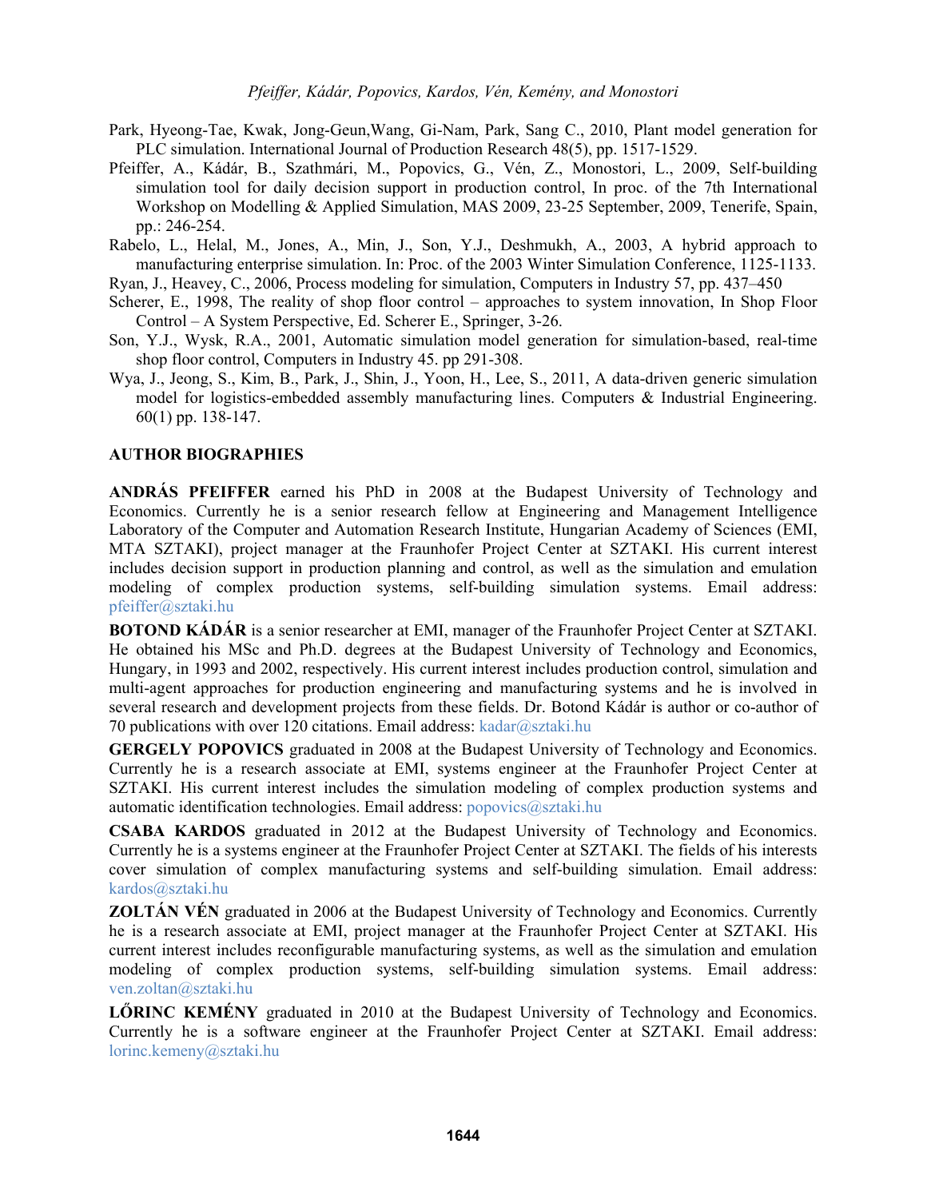Park, Hyeong-Tae, Kwak, Jong-Geun,Wang, Gi-Nam, Park, Sang C., 2010, Plant model generation for PLC simulation. International Journal of Production Research 48(5), pp. 1517-1529.

Pfeiffer, A., Kádár, B., Szathmári, M., Popovics, G., Vén, Z., Monostori, L., 2009, Self-building simulation tool for daily decision support in production control, In proc. of the 7th International Workshop on Modelling & Applied Simulation, MAS 2009, 23-25 September, 2009, Tenerife, Spain, pp.: 246-254.

Rabelo, L., Helal, M., Jones, A., Min, J., Son, Y.J., Deshmukh, A., 2003, A hybrid approach to manufacturing enterprise simulation. In: Proc. of the 2003 Winter Simulation Conference, 1125-1133.

Ryan, J., Heavey, C., 2006, Process modeling for simulation, Computers in Industry 57, pp. 437–450

Scherer, E., 1998, The reality of shop floor control – approaches to system innovation, In Shop Floor Control – A System Perspective, Ed. Scherer E., Springer, 3-26.

Son, Y.J., Wysk, R.A., 2001, Automatic simulation model generation for simulation-based, real-time shop floor control, Computers in Industry 45. pp 291-308.

Wya, J., Jeong, S., Kim, B., Park, J., Shin, J., Yoon, H., Lee, S., 2011, A data-driven generic simulation model for logistics-embedded assembly manufacturing lines. Computers & Industrial Engineering. 60(1) pp. 138-147.

## AUTHOR BIOGRAPHIES

**ANDRÁS PFEIFFER** earned his PhD in 2008 at the Budapest University of Technology and Economics. Currently he is a senior research fellow at Engineering and Management Intelligence Laboratory of the Computer and Automation Research Institute, Hungarian Academy of Sciences (EMI, MTA SZTAKI), project manager at the Fraunhofer Project Center at SZTAKI. His current interest includes decision support in production planning and control, as well as the simulation and emulation modeling of complex production systems, self-building simulation systems. Email address: pfeiffer@sztaki.hu

**BOTOND KÁDÁR** is a senior researcher at EMI, manager of the Fraunhofer Project Center at SZTAKI. He obtained his MSc and Ph.D. degrees at the Budapest University of Technology and Economics, Hungary, in 1993 and 2002, respectively. His current interest includes production control, simulation and multi-agent approaches for production engineering and manufacturing systems and he is involved in several research and development projects from these fields. Dr. Botond Kádár is author or co-author of 70 publications with over 120 citations. Email address: kadar@sztaki.hu

**GERGELY POPOVICS** graduated in 2008 at the Budapest University of Technology and Economics. Currently he is a research associate at EMI, systems engineer at the Fraunhofer Project Center at SZTAKI. His current interest includes the simulation modeling of complex production systems and automatic identification technologies. Email address: popovics@sztaki.hu

**CSABA KARDOS** graduated in 2012 at the Budapest University of Technology and Economics. Currently he is a systems engineer at the Fraunhofer Project Center at SZTAKI. The fields of his interests cover simulation of complex manufacturing systems and self-building simulation. Email address: kardos@sztaki.hu

**ZOLTÁN VÉN** graduated in 2006 at the Budapest University of Technology and Economics. Currently he is a research associate at EMI, project manager at the Fraunhofer Project Center at SZTAKI. His current interest includes reconfigurable manufacturing systems, as well as the simulation and emulation modeling of complex production systems, self-building simulation systems. Email address: ven.zoltan@sztaki.hu

**LŐRINC KEMÉNY** graduated in 2010 at the Budapest University of Technology and Economics. Currently he is a software engineer at the Fraunhofer Project Center at SZTAKI. Email address: lorinc.kemeny@sztaki.hu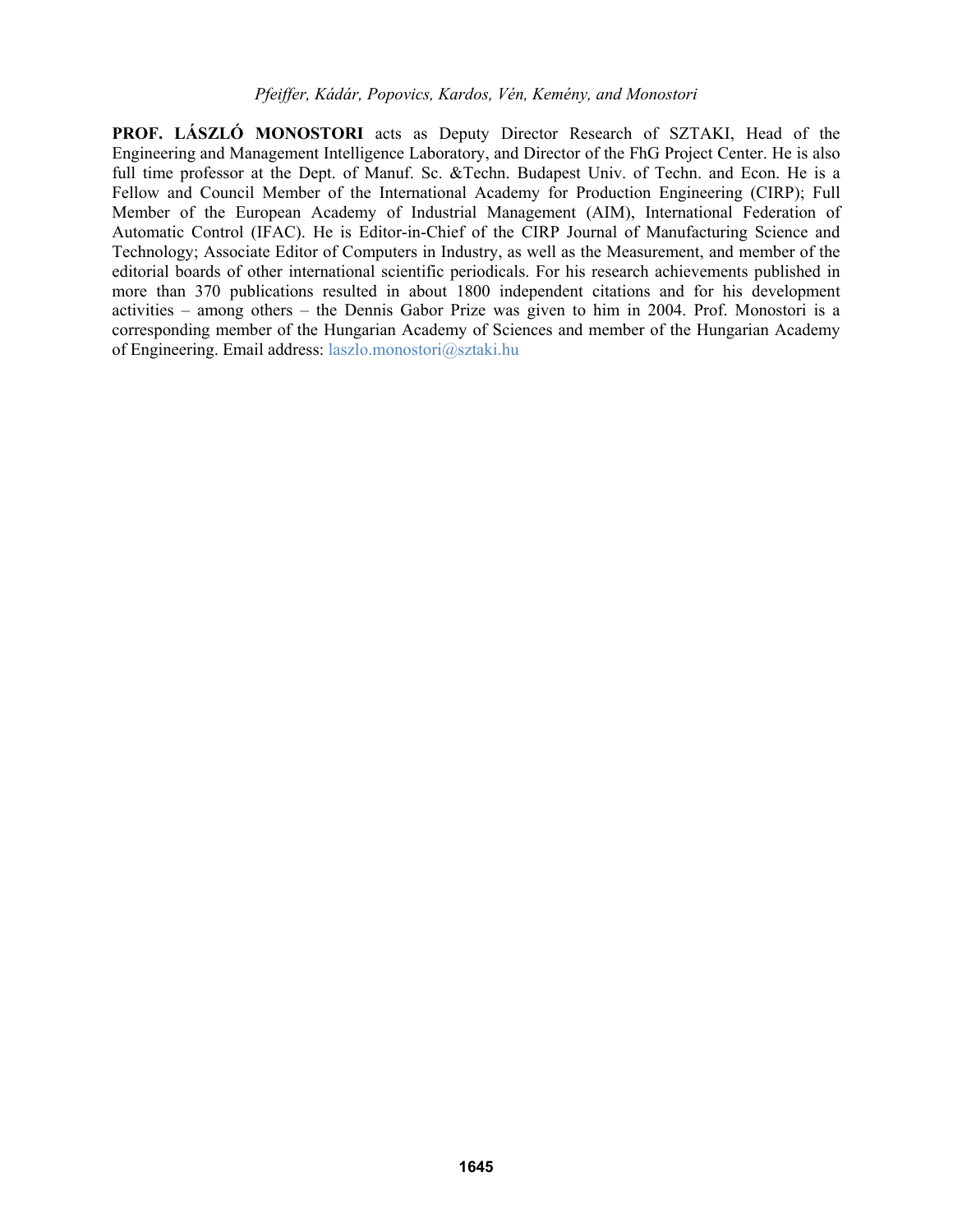**PROF. LÁSZLÓ MONOSTORI** acts as Deputy Director Research of SZTAKI, Head of the Engineering and Management Intelligence Laboratory, and Director of the FhG Project Center. He is also full time professor at the Dept. of Manuf. Sc. &Techn. Budapest Univ. of Techn. and Econ. He is a Fellow and Council Member of the International Academy for Production Engineering (CIRP); Full Member of the European Academy of Industrial Management (AIM), International Federation of Automatic Control (IFAC). He is Editor-in-Chief of the CIRP Journal of Manufacturing Science and Technology; Associate Editor of Computers in Industry, as well as the Measurement, and member of the editorial boards of other international scientific periodicals. For his research achievements published in more than 370 publications resulted in about 1800 independent citations and for his development activities – among others – the Dennis Gabor Prize was given to him in 2004. Prof. Monostori is a corresponding member of the Hungarian Academy of Sciences and member of the Hungarian Academy of Engineering. Email address: laszlo.monostori@sztaki.hu